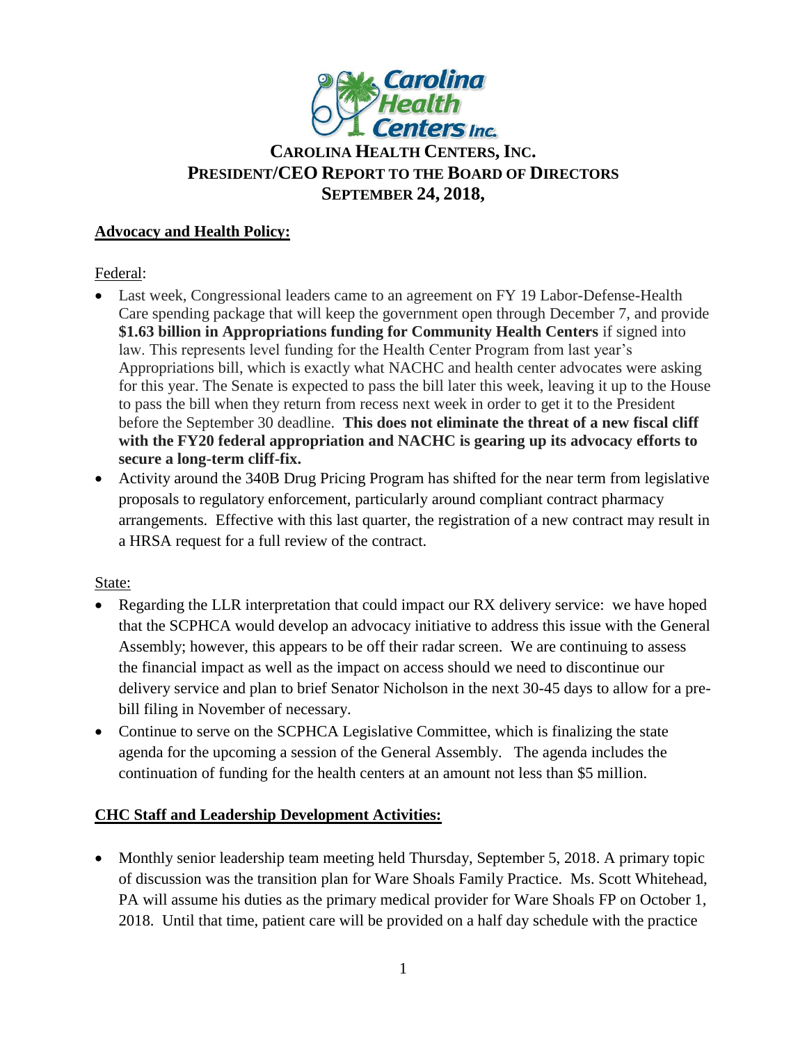# CAROLINA HEALTH CENTERS, INC.
# PRESIDENT/CEO REPORT TO THE BOARD OF DIRECTORS
# SEPTEMBER 24, 2018,

## Advocacy and Health Policy:

Federal:

- Last week, Congressional leaders came to an agreement on FY 19 Labor-Defense-Health Care spending package that will keep the government open through December 7, and provide **$1.63 billion in Appropriations funding for Community Health Centers** if signed into law. This represents level funding for the Health Center Program from last year's Appropriations bill, which is exactly what NACHC and health center advocates were asking for this year. The Senate is expected to pass the bill later this week, leaving it up to the House to pass the bill when they return from recess next week in order to get it to the President before the September 30 deadline. **This does not eliminate the threat of a new fiscal cliff with the FY20 federal appropriation and NACHC is gearing up its advocacy efforts to secure a long-term cliff-fix.**
- Activity around the 340B Drug Pricing Program has shifted for the near term from legislative proposals to regulatory enforcement, particularly around compliant contract pharmacy arrangements. Effective with this last quarter, the registration of a new contract may result in a HRSA request for a full review of the contract.

State:

- Regarding the LLR interpretation that could impact our RX delivery service: we have hoped that the SCPHCA would develop an advocacy initiative to address this issue with the General Assembly; however, this appears to be off their radar screen. We are continuing to assess the financial impact as well as the impact on access should we need to discontinue our delivery service and plan to brief Senator Nicholson in the next 30-45 days to allow for a pre-bill filing in November of necessary.
- Continue to serve on the SCPHCA Legislative Committee, which is finalizing the state agenda for the upcoming a session of the General Assembly. The agenda includes the continuation of funding for the health centers at an amount not less than $5 million.

## CHC Staff and Leadership Development Activities:

- Monthly senior leadership team meeting held Thursday, September 5, 2018. A primary topic of discussion was the transition plan for Ware Shoals Family Practice. Ms. Scott Whitehead, PA will assume his duties as the primary medical provider for Ware Shoals FP on October 1, 2018. Until that time, patient care will be provided on a half day schedule with the practice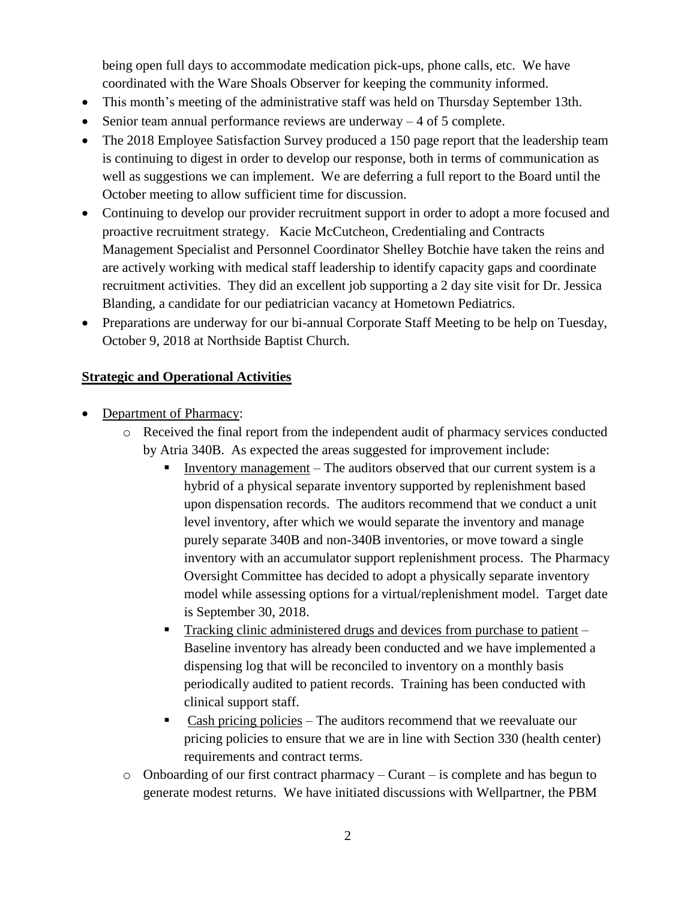being open full days to accommodate medication pick-ups, phone calls, etc. We have coordinated with the Ware Shoals Observer for keeping the community informed.

- This month's meeting of the administrative staff was held on Thursday September 13th.
- Senior team annual performance reviews are underway – 4 of 5 complete.
- The 2018 Employee Satisfaction Survey produced a 150 page report that the leadership team is continuing to digest in order to develop our response, both in terms of communication as well as suggestions we can implement. We are deferring a full report to the Board until the October meeting to allow sufficient time for discussion.
- Continuing to develop our provider recruitment support in order to adopt a more focused and proactive recruitment strategy. Kacie McCutcheon, Credentialing and Contracts Management Specialist and Personnel Coordinator Shelley Botchie have taken the reins and are actively working with medical staff leadership to identify capacity gaps and coordinate recruitment activities. They did an excellent job supporting a 2 day site visit for Dr. Jessica Blanding, a candidate for our pediatrician vacancy at Hometown Pediatrics.
- Preparations are underway for our bi-annual Corporate Staff Meeting to be help on Tuesday, October 9, 2018 at Northside Baptist Church.

**Strategic and Operational Activities**

- Department of Pharmacy:
  - Received the final report from the independent audit of pharmacy services conducted by Atria 340B. As expected the areas suggested for improvement include:
    - Inventory management – The auditors observed that our current system is a hybrid of a physical separate inventory supported by replenishment based upon dispensation records. The auditors recommend that we conduct a unit level inventory, after which we would separate the inventory and manage purely separate 340B and non-340B inventories, or move toward a single inventory with an accumulator support replenishment process. The Pharmacy Oversight Committee has decided to adopt a physically separate inventory model while assessing options for a virtual/replenishment model. Target date is September 30, 2018.
    - Tracking clinic administered drugs and devices from purchase to patient – Baseline inventory has already been conducted and we have implemented a dispensing log that will be reconciled to inventory on a monthly basis periodically audited to patient records. Training has been conducted with clinical support staff.
    - Cash pricing policies – The auditors recommend that we reevaluate our pricing policies to ensure that we are in line with Section 330 (health center) requirements and contract terms.
  - Onboarding of our first contract pharmacy – Curant – is complete and has begun to generate modest returns. We have initiated discussions with Wellpartner, the PBM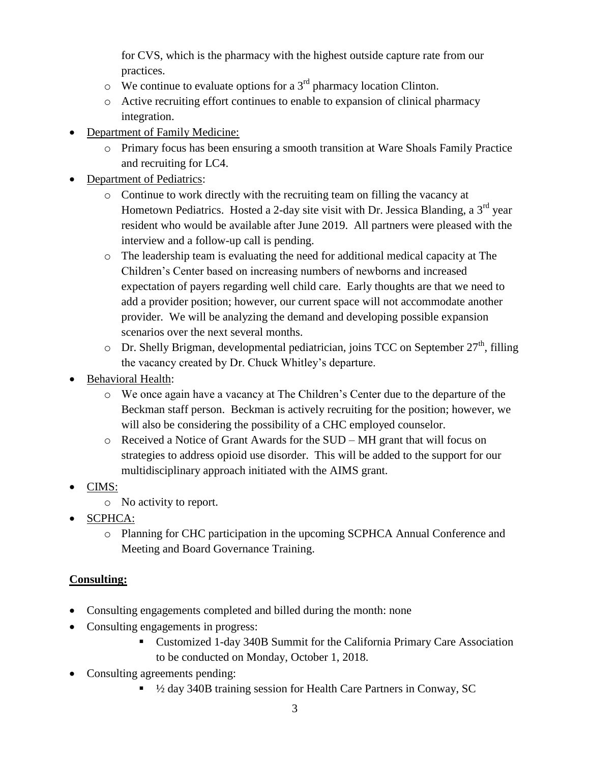for CVS, which is the pharmacy with the highest outside capture rate from our practices.
  - We continue to evaluate options for a 3rd pharmacy location Clinton.
  - Active recruiting effort continues to enable to expansion of clinical pharmacy integration.
- Department of Family Medicine:
  - Primary focus has been ensuring a smooth transition at Ware Shoals Family Practice and recruiting for LC4.
- Department of Pediatrics:
  - Continue to work directly with the recruiting team on filling the vacancy at Hometown Pediatrics. Hosted a 2-day site visit with Dr. Jessica Blanding, a 3rd year resident who would be available after June 2019. All partners were pleased with the interview and a follow-up call is pending.
  - The leadership team is evaluating the need for additional medical capacity at The Children's Center based on increasing numbers of newborns and increased expectation of payers regarding well child care. Early thoughts are that we need to add a provider position; however, our current space will not accommodate another provider. We will be analyzing the demand and developing possible expansion scenarios over the next several months.
  - Dr. Shelly Brigman, developmental pediatrician, joins TCC on September 27th, filling the vacancy created by Dr. Chuck Whitley's departure.
- Behavioral Health:
  - We once again have a vacancy at The Children's Center due to the departure of the Beckman staff person. Beckman is actively recruiting for the position; however, we will also be considering the possibility of a CHC employed counselor.
  - Received a Notice of Grant Awards for the SUD – MH grant that will focus on strategies to address opioid use disorder. This will be added to the support for our multidisciplinary approach initiated with the AIMS grant.
- CIMS:
  - No activity to report.
- SCPHCA:
  - Planning for CHC participation in the upcoming SCPHCA Annual Conference and Meeting and Board Governance Training.

**Consulting:**

- Consulting engagements completed and billed during the month: none
- Consulting engagements in progress:
  - Customized 1-day 340B Summit for the California Primary Care Association to be conducted on Monday, October 1, 2018.
- Consulting agreements pending:
  - ½ day 340B training session for Health Care Partners in Conway, SC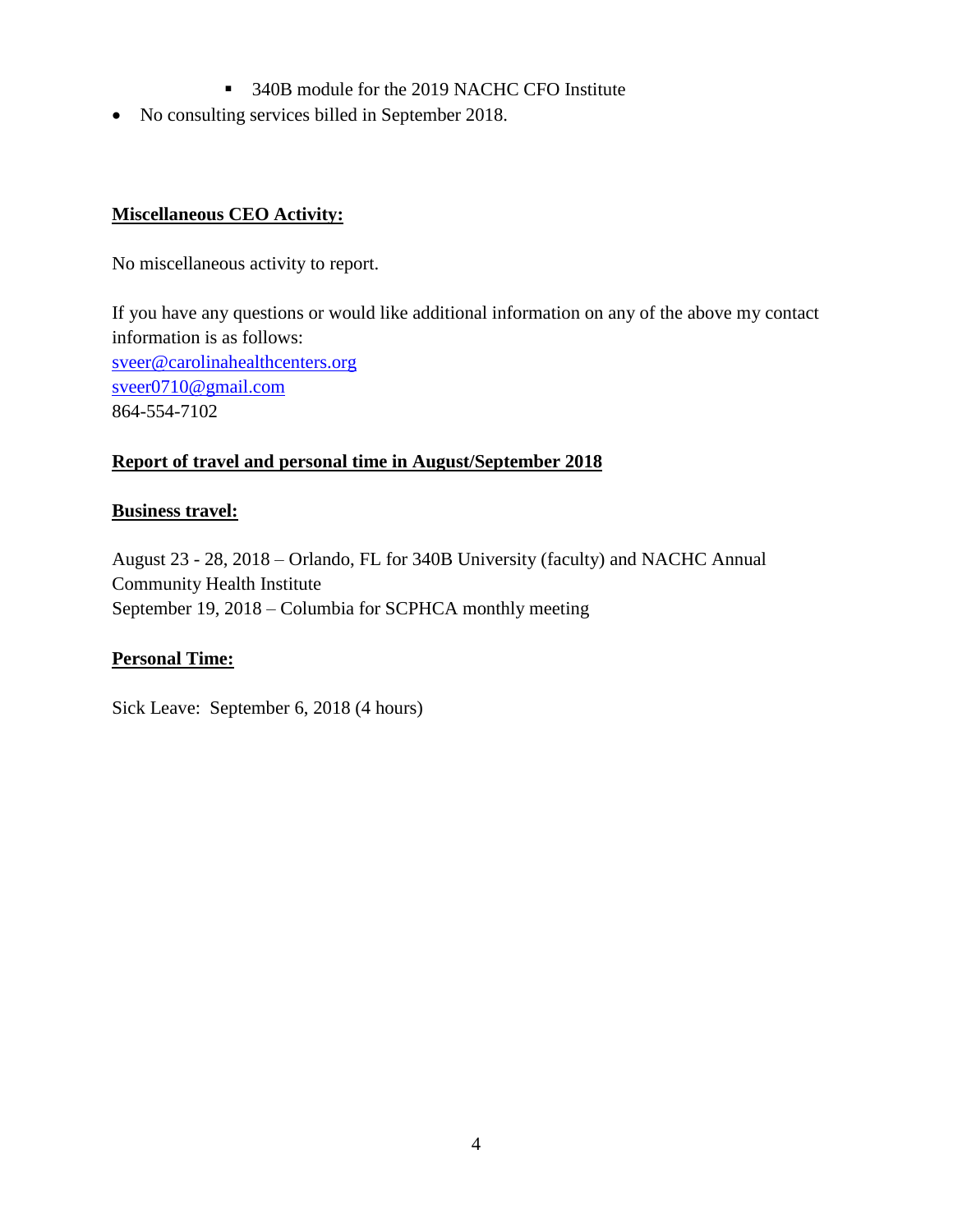- 340B module for the 2019 NACHC CFO Institute
- No consulting services billed in September 2018.

**Miscellaneous CEO Activity:**

No miscellaneous activity to report.

If you have any questions or would like additional information on any of the above my contact information is as follows:
sveer@carolinahealthcenters.org
sveer0710@gmail.com
864-554-7102

**Report of travel and personal time in August/September 2018**

**Business travel:**

August 23 - 28, 2018 – Orlando, FL for 340B University (faculty) and NACHC Annual Community Health Institute
September 19, 2018 – Columbia for SCPHCA monthly meeting

**Personal Time:**

Sick Leave: September 6, 2018 (4 hours)